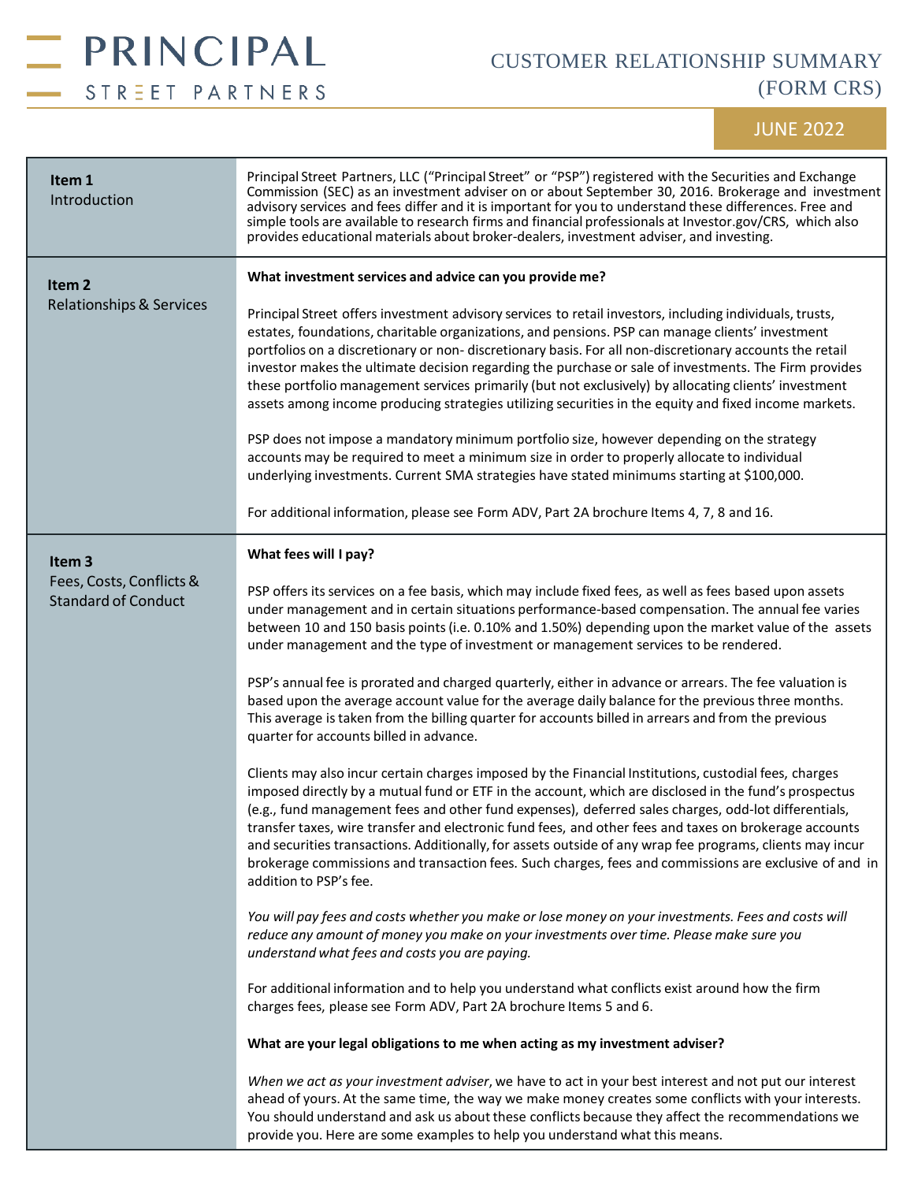# PRINCIPAL STREET PARTNERS

## CUSTOMER RELATIONSHIP SUMMARY (FORM CRS)

JUNE 2022

## Item 1 Introduction

Principal Street Partners, LLC ("Principal Street" or "PSP") registered with the Securities and Exchange Commission (SEC) as an investment adviser on or about September 30, 2016. Brokerage and investment advisory services and fees differ and it is important for you to understand these differences. Free and simple tools are available to research firms and financial professionals at Investor.gov/CRS, which also provides educational materials about broker-dealers, investment adviser, and investing.

## Item 2 Relationships & Services

**What investment services and advice can you provide me?**

Principal Street offers investment advisory services to retail investors, including individuals, trusts, estates, foundations, charitable organizations, and pensions. PSP can manage clients' investment portfolios on a discretionary or non- discretionary basis. For all non-discretionary accounts the retail investor makes the ultimate decision regarding the purchase or sale of investments. The Firm provides these portfolio management services primarily (but not exclusively) by allocating clients' investment assets among income producing strategies utilizing securities in the equity and fixed income markets.

PSP does not impose a mandatory minimum portfolio size, however depending on the strategy accounts may be required to meet a minimum size in order to properly allocate to individual underlying investments. Current SMA strategies have stated minimums starting at $100,000.

For additional information, please see Form ADV, Part 2A brochure Items 4, 7, 8 and 16.

## Item 3 Fees, Costs, Conflicts & Standard of Conduct

**What fees will I pay?**

PSP offers its services on a fee basis, which may include fixed fees, as well as fees based upon assets under management and in certain situations performance-based compensation. The annual fee varies between 10 and 150 basis points (i.e. 0.10% and 1.50%) depending upon the market value of the assets under management and the type of investment or management services to be rendered.

PSP's annual fee is prorated and charged quarterly, either in advance or arrears. The fee valuation is based upon the average account value for the average daily balance for the previous three months. This average is taken from the billing quarter for accounts billed in arrears and from the previous quarter for accounts billed in advance.

Clients may also incur certain charges imposed by the Financial Institutions, custodial fees, charges imposed directly by a mutual fund or ETF in the account, which are disclosed in the fund's prospectus (e.g., fund management fees and other fund expenses), deferred sales charges, odd-lot differentials, transfer taxes, wire transfer and electronic fund fees, and other fees and taxes on brokerage accounts and securities transactions. Additionally, for assets outside of any wrap fee programs, clients may incur brokerage commissions and transaction fees. Such charges, fees and commissions are exclusive of and in addition to PSP's fee.

*You will pay fees and costs whether you make or lose money on your investments. Fees and costs will reduce any amount of money you make on your investments over time. Please make sure you understand what fees and costs you are paying.*

For additional information and to help you understand what conflicts exist around how the firm charges fees, please see Form ADV, Part 2A brochure Items 5 and 6.

**What are your legal obligations to me when acting as my investment adviser?**

*When we act as your investment adviser*, we have to act in your best interest and not put our interest ahead of yours. At the same time, the way we make money creates some conflicts with your interests. You should understand and ask us about these conflicts because they affect the recommendations we provide you. Here are some examples to help you understand what this means.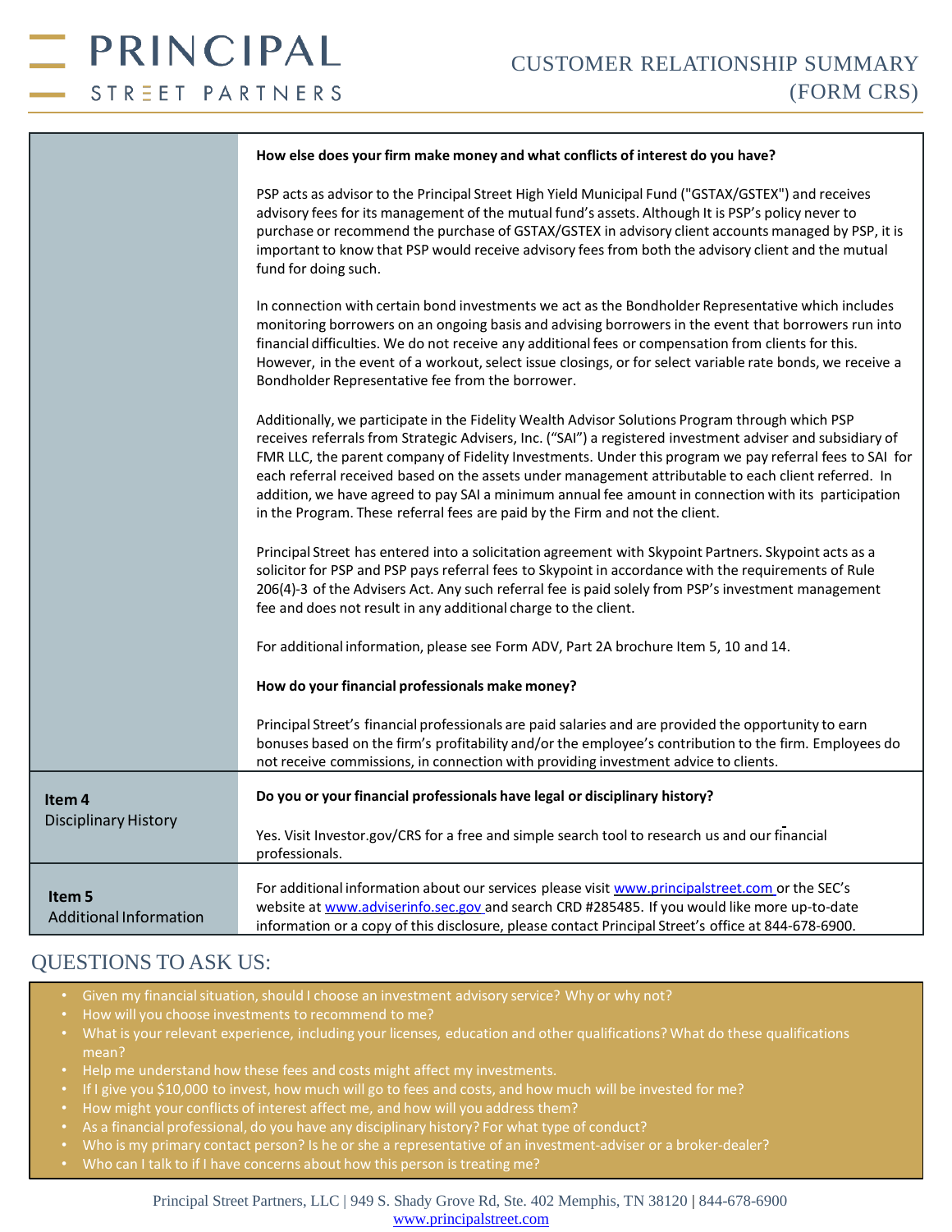**How else does your firm make money and what conflicts of interest do you have?**

PSP acts as advisor to the Principal Street High Yield Municipal Fund ("GSTAX/GSTEX") and receives advisory fees for its management of the mutual fund's assets. Although It is PSP's policy never to purchase or recommend the purchase of GSTAX/GSTEX in advisory client accounts managed by PSP, it is important to know that PSP would receive advisory fees from both the advisory client and the mutual fund for doing such.

In connection with certain bond investments we act as the Bondholder Representative which includes monitoring borrowers on an ongoing basis and advising borrowers in the event that borrowers run into financial difficulties. We do not receive any additional fees or compensation from clients for this. However, in the event of a workout, select issue closings, or for select variable rate bonds, we receive a Bondholder Representative fee from the borrower.

Additionally, we participate in the Fidelity Wealth Advisor Solutions Program through which PSP receives referrals from Strategic Advisers, Inc. ("SAI") a registered investment adviser and subsidiary of FMR LLC, the parent company of Fidelity Investments. Under this program we pay referral fees to SAI for each referral received based on the assets under management attributable to each client referred. In addition, we have agreed to pay SAI a minimum annual fee amount in connection with its participation in the Program. These referral fees are paid by the Firm and not the client.

Principal Street has entered into a solicitation agreement with Skypoint Partners. Skypoint acts as a solicitor for PSP and PSP pays referral fees to Skypoint in accordance with the requirements of Rule 206(4)-3 of the Advisers Act. Any such referral fee is paid solely from PSP's investment management fee and does not result in any additional charge to the client.

For additional information, please see Form ADV, Part 2A brochure Item 5, 10 and 14.

**How do your financial professionals make money?**

Principal Street's financial professionals are paid salaries and are provided the opportunity to earn bonuses based on the firm's profitability and/or the employee's contribution to the firm. Employees do not receive commissions, in connection with providing investment advice to clients.

## Item 4 Disciplinary History

**Do you or your financial professionals have legal or disciplinary history?**

Yes. Visit Investor.gov/CRS for a free and simple search tool to research us and our financial professionals.

## Item 5 Additional Information

For additional information about our services please visit www.principalstreet.com or the SEC's website at www.adviserinfo.sec.gov and search CRD #285485. If you would like more up-to-date information or a copy of this disclosure, please contact Principal Street's office at 844-678-6900.

## QUESTIONS TO ASK US:

- Given my financial situation, should I choose an investment advisory service? Why or why not?
- How will you choose investments to recommend to me?
- What is your relevant experience, including your licenses, education and other qualifications? What do these qualifications mean?
- Help me understand how these fees and costs might affect my investments.
- If I give you $10,000 to invest, how much will go to fees and costs, and how much will be invested for me?
- How might your conflicts of interest affect me, and how will you address them?
- As a financial professional, do you have any disciplinary history? For what type of conduct?
- Who is my primary contact person? Is he or she a representative of an investment-adviser or a broker-dealer?
- Who can I talk to if I have concerns about how this person is treating me?

Principal Street Partners, LLC | 949 S. Shady Grove Rd, Ste. 402 Memphis, TN 38120 | 844-678-6900
www.principalstreet.com